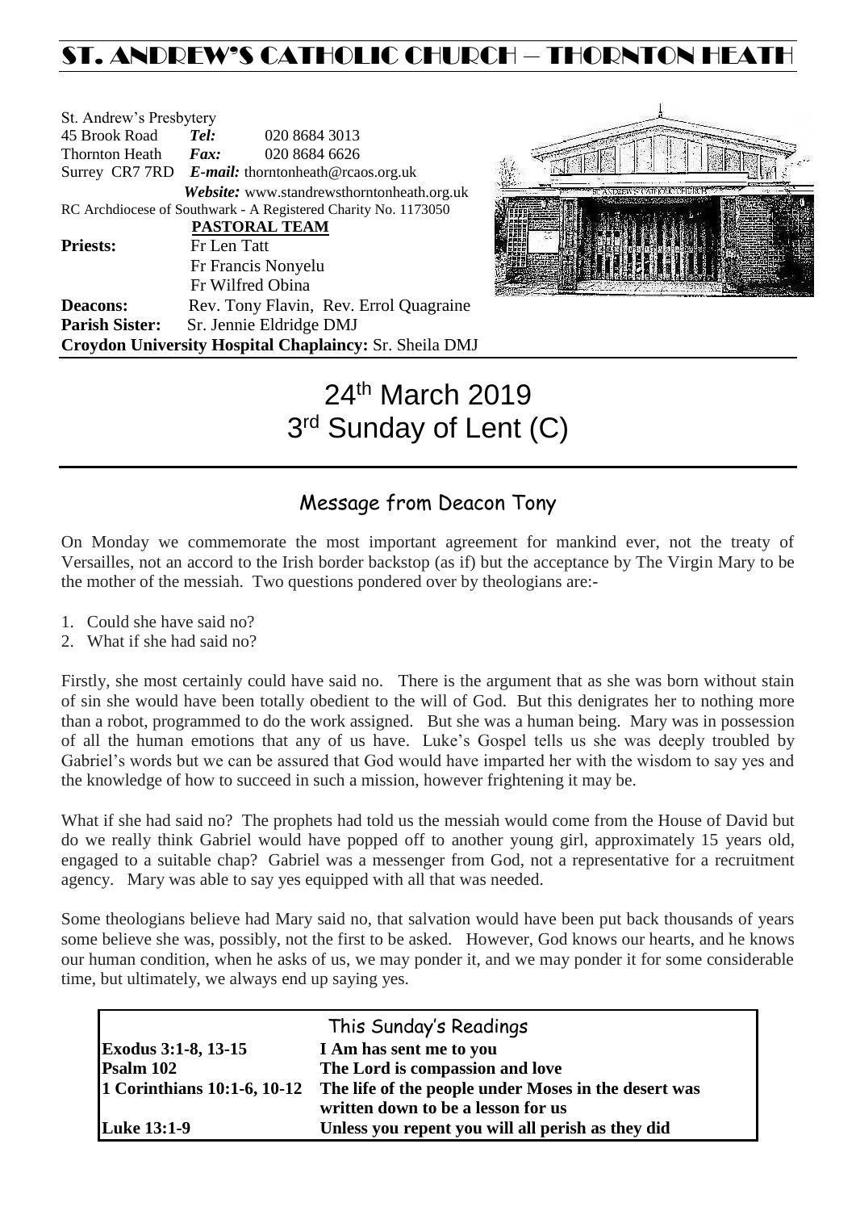# ST. ANDREW'S CATHOLIC CHURCH – THORNTON HEATH

St. Andrew's Presbytery
45 Brook Road *Tel:* 020 8684 3013
Thornton Heath *Fax:* 020 8684 6626
Surrey CR7 7RD *E-mail:* thorntonheath@rcaos.org.uk
*Website:* www.standrewsthorntonheath.org.uk
RC Archdiocese of Southwark - A Registered Charity No. 1173050

**PASTORAL TEAM**

**Priests:** Fr Len Tatt
Fr Francis Nonyelu
Fr Wilfred Obina

**Deacons:** Rev. Tony Flavin, Rev. Errol Quagraine

**Parish Sister:** Sr. Jennie Eldridge DMJ

**Croydon University Hospital Chaplaincy:** Sr. Sheila DMJ

# 24th March 2019
# 3rd Sunday of Lent (C)

## Message from Deacon Tony

On Monday we commemorate the most important agreement for mankind ever, not the treaty of Versailles, not an accord to the Irish border backstop (as if) but the acceptance by The Virgin Mary to be the mother of the messiah. Two questions pondered over by theologians are:-

1. Could she have said no?
2. What if she had said no?

Firstly, she most certainly could have said no. There is the argument that as she was born without stain of sin she would have been totally obedient to the will of God. But this denigrates her to nothing more than a robot, programmed to do the work assigned. But she was a human being. Mary was in possession of all the human emotions that any of us have. Luke's Gospel tells us she was deeply troubled by Gabriel's words but we can be assured that God would have imparted her with the wisdom to say yes and the knowledge of how to succeed in such a mission, however frightening it may be.

What if she had said no? The prophets had told us the messiah would come from the House of David but do we really think Gabriel would have popped off to another young girl, approximately 15 years old, engaged to a suitable chap? Gabriel was a messenger from God, not a representative for a recruitment agency. Mary was able to say yes equipped with all that was needed.

Some theologians believe had Mary said no, that salvation would have been put back thousands of years some believe she was, possibly, not the first to be asked. However, God knows our hearts, and he knows our human condition, when he asks of us, we may ponder it, and we may ponder it for some considerable time, but ultimately, we always end up saying yes.

## This Sunday's Readings

| | |
|---|---|
| **Exodus 3:1-8, 13-15** | **I Am has sent me to you** |
| **Psalm 102** | **The Lord is compassion and love** |
| **1 Corinthians 10:1-6, 10-12** | **The life of the people under Moses in the desert was written down to be a lesson for us** |
| **Luke 13:1-9** | **Unless you repent you will all perish as they did** |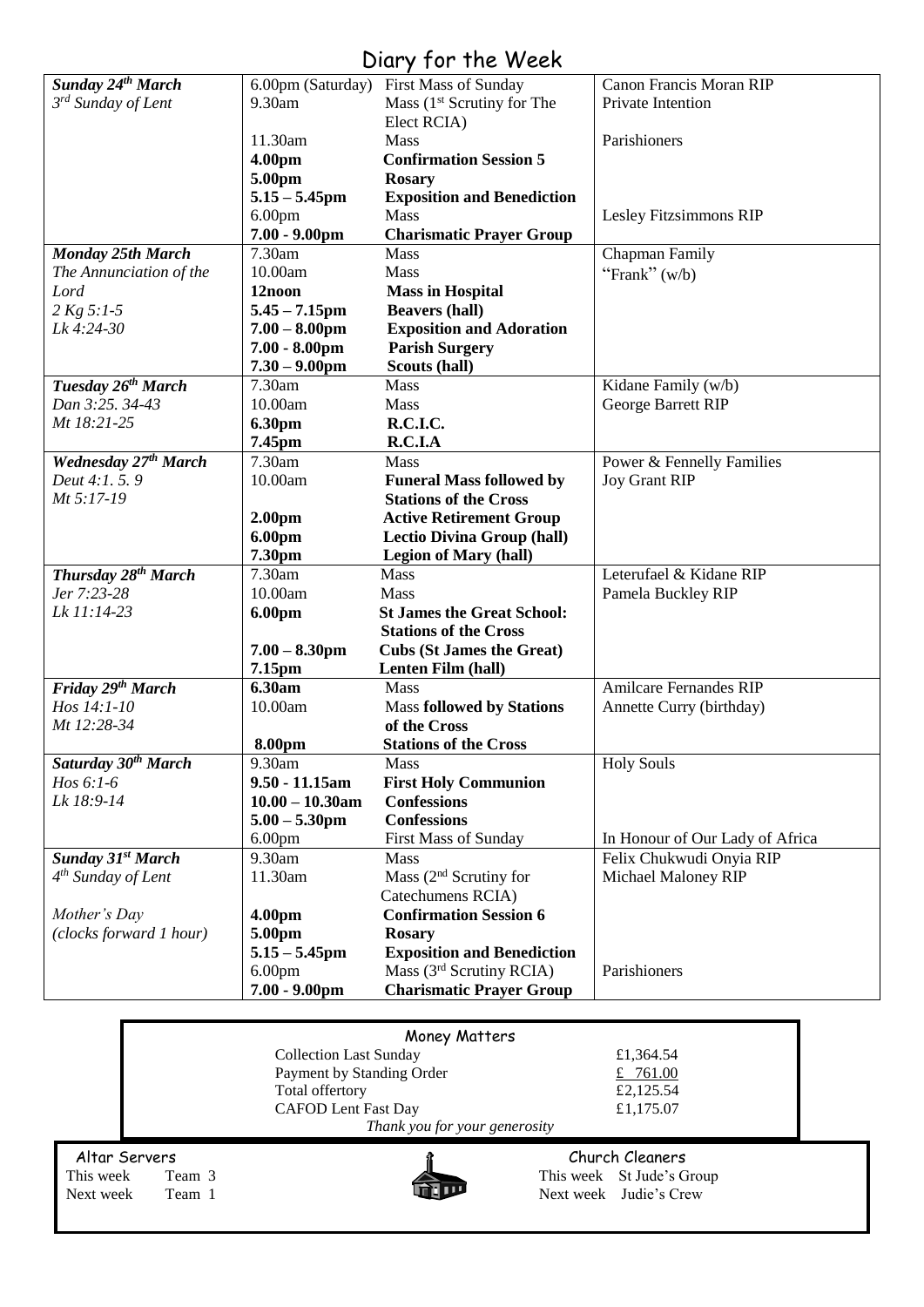# Diary for the Week

| | | | |
|---|---|---|---|
| ***Sunday 24th March*** | 6.00pm (Saturday) | First Mass of Sunday | Canon Francis Moran RIP |
| *3rd Sunday of Lent* | 9.30am | Mass (1st Scrutiny for The Elect RCIA) | Private Intention |
| | 11.30am | Mass | Parishioners |
| | **4.00pm** | **Confirmation Session 5** | |
| | **5.00pm** | **Rosary** | |
| | **5.15 – 5.45pm** | **Exposition and Benediction** | |
| | 6.00pm | Mass | Lesley Fitzsimmons RIP |
| | **7.00 - 9.00pm** | **Charismatic Prayer Group** | |
| ***Monday 25th March*** | 7.30am | Mass | Chapman Family |
| *The Annunciation of the Lord* | 10.00am | Mass | "Frank" (w/b) |
| *2 Kg 5:1-5* | **12noon** | **Mass in Hospital** | |
| *Lk 4:24-30* | **5.45 – 7.15pm** | **Beavers (hall)** | |
| | **7.00 – 8.00pm** | **Exposition and Adoration** | |
| | **7.00 - 8.00pm** | **Parish Surgery** | |
| | **7.30 – 9.00pm** | **Scouts (hall)** | |
| ***Tuesday 26th March*** | 7.30am | Mass | Kidane Family (w/b) |
| *Dan 3:25. 34-43* | 10.00am | Mass | George Barrett RIP |
| *Mt 18:21-25* | **6.30pm** | **R.C.I.C.** | |
| | **7.45pm** | **R.C.I.A** | |
| ***Wednesday 27th March*** | 7.30am | Mass | Power & Fennelly Families |
| *Deut 4:1. 5. 9* | 10.00am | **Funeral Mass followed by Stations of the Cross** | Joy Grant RIP |
| *Mt 5:17-19* | | | |
| | **2.00pm** | **Active Retirement Group** | |
| | **6.00pm** | **Lectio Divina Group (hall)** | |
| | **7.30pm** | **Legion of Mary (hall)** | |
| ***Thursday 28th March*** | 7.30am | Mass | Leterufael & Kidane RIP |
| *Jer 7:23-28* | 10.00am | Mass | Pamela Buckley RIP |
| *Lk 11:14-23* | **6.00pm** | **St James the Great School: Stations of the Cross** | |
| | **7.00 – 8.30pm** | **Cubs (St James the Great)** | |
| | **7.15pm** | **Lenten Film (hall)** | |
| ***Friday 29th March*** | **6.30am** | Mass | Amilcare Fernandes RIP |
| *Hos 14:1-10* | 10.00am | Mass **followed by Stations of the Cross** | Annette Curry (birthday) |
| *Mt 12:28-34* | | | |
| | **8.00pm** | **Stations of the Cross** | |
| ***Saturday 30th March*** | 9.30am | Mass | Holy Souls |
| *Hos 6:1-6* | **9.50 - 11.15am** | **First Holy Communion** | |
| *Lk 18:9-14* | **10.00 – 10.30am** | **Confessions** | |
| | **5.00 – 5.30pm** | **Confessions** | |
| | 6.00pm | First Mass of Sunday | In Honour of Our Lady of Africa |
| ***Sunday 31st March*** | 9.30am | Mass | Felix Chukwudi Onyia RIP |
| *4th Sunday of Lent* | 11.30am | Mass (2nd Scrutiny for Catechumens RCIA) | Michael Maloney RIP |
| *Mother's Day* | **4.00pm** | **Confirmation Session 6** | |
| *(clocks forward 1 hour)* | **5.00pm** | **Rosary** | |
| | **5.15 – 5.45pm** | **Exposition and Benediction** | |
| | 6.00pm | Mass (3rd Scrutiny RCIA) | Parishioners |
| | **7.00 - 9.00pm** | **Charismatic Prayer Group** | |

## Money Matters

| | |
|---|---|
| Collection Last Sunday | £1,364.54 |
| Payment by Standing Order | £ 761.00 |
| Total offertory | £2,125.54 |
| CAFOD Lent Fast Day | £1,175.07 |

*Thank you for your generosity*

**Altar Servers**

This week Team 3
Next week Team 1

**Church Cleaners**

This week St Jude's Group
Next week Judie's Crew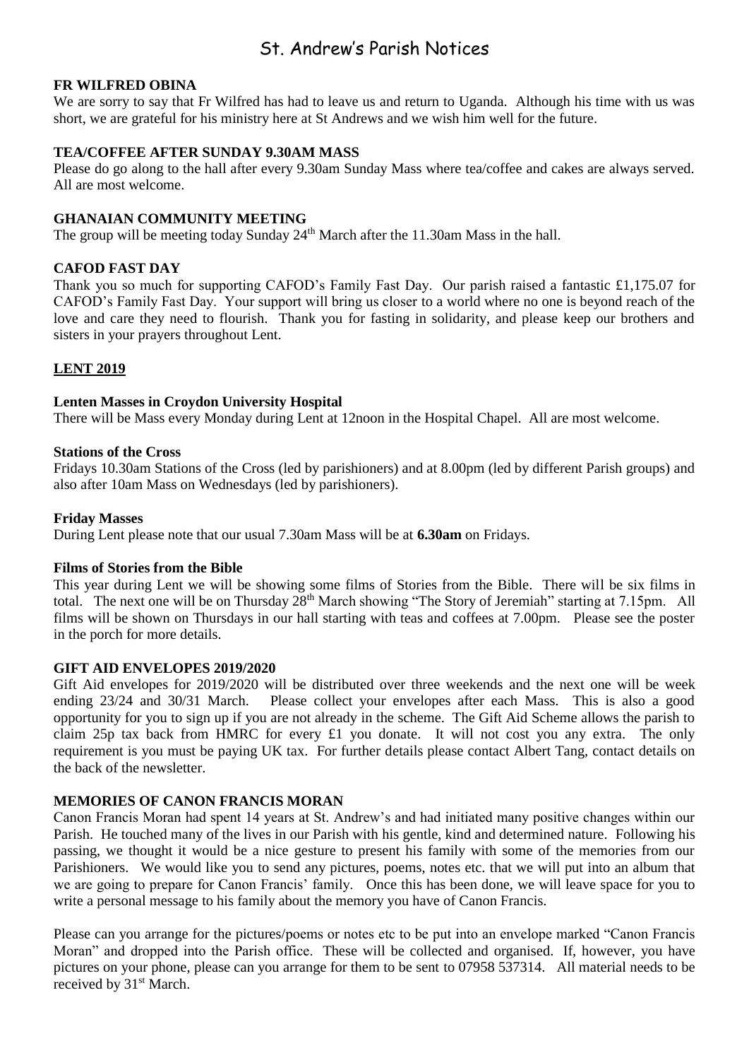# St. Andrew's Parish Notices

**FR WILFRED OBINA**

We are sorry to say that Fr Wilfred has had to leave us and return to Uganda. Although his time with us was short, we are grateful for his ministry here at St Andrews and we wish him well for the future.

**TEA/COFFEE AFTER SUNDAY 9.30AM MASS**

Please do go along to the hall after every 9.30am Sunday Mass where tea/coffee and cakes are always served. All are most welcome.

**GHANAIAN COMMUNITY MEETING**

The group will be meeting today Sunday 24th March after the 11.30am Mass in the hall.

**CAFOD FAST DAY**

Thank you so much for supporting CAFOD's Family Fast Day. Our parish raised a fantastic £1,175.07 for CAFOD's Family Fast Day. Your support will bring us closer to a world where no one is beyond reach of the love and care they need to flourish. Thank you for fasting in solidarity, and please keep our brothers and sisters in your prayers throughout Lent.

## LENT 2019

**Lenten Masses in Croydon University Hospital**

There will be Mass every Monday during Lent at 12noon in the Hospital Chapel. All are most welcome.

**Stations of the Cross**

Fridays 10.30am Stations of the Cross (led by parishioners) and at 8.00pm (led by different Parish groups) and also after 10am Mass on Wednesdays (led by parishioners).

**Friday Masses**

During Lent please note that our usual 7.30am Mass will be at **6.30am** on Fridays.

**Films of Stories from the Bible**

This year during Lent we will be showing some films of Stories from the Bible. There will be six films in total. The next one will be on Thursday 28th March showing "The Story of Jeremiah" starting at 7.15pm. All films will be shown on Thursdays in our hall starting with teas and coffees at 7.00pm. Please see the poster in the porch for more details.

**GIFT AID ENVELOPES 2019/2020**

Gift Aid envelopes for 2019/2020 will be distributed over three weekends and the next one will be week ending 23/24 and 30/31 March. Please collect your envelopes after each Mass. This is also a good opportunity for you to sign up if you are not already in the scheme. The Gift Aid Scheme allows the parish to claim 25p tax back from HMRC for every £1 you donate. It will not cost you any extra. The only requirement is you must be paying UK tax. For further details please contact Albert Tang, contact details on the back of the newsletter.

**MEMORIES OF CANON FRANCIS MORAN**

Canon Francis Moran had spent 14 years at St. Andrew's and had initiated many positive changes within our Parish. He touched many of the lives in our Parish with his gentle, kind and determined nature. Following his passing, we thought it would be a nice gesture to present his family with some of the memories from our Parishioners. We would like you to send any pictures, poems, notes etc. that we will put into an album that we are going to prepare for Canon Francis' family. Once this has been done, we will leave space for you to write a personal message to his family about the memory you have of Canon Francis.

Please can you arrange for the pictures/poems or notes etc to be put into an envelope marked "Canon Francis Moran" and dropped into the Parish office. These will be collected and organised. If, however, you have pictures on your phone, please can you arrange for them to be sent to 07958 537314. All material needs to be received by 31st March.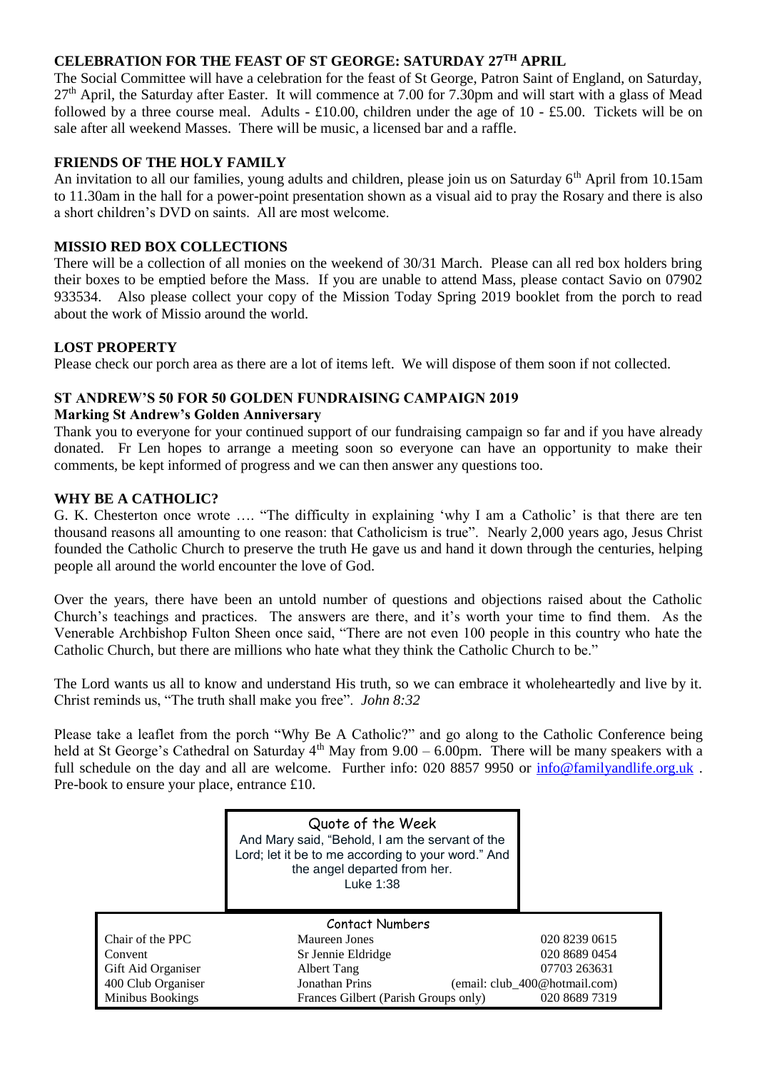## CELEBRATION FOR THE FEAST OF ST GEORGE: SATURDAY 27TH APRIL

The Social Committee will have a celebration for the feast of St George, Patron Saint of England, on Saturday, 27th April, the Saturday after Easter. It will commence at 7.00 for 7.30pm and will start with a glass of Mead followed by a three course meal. Adults - £10.00, children under the age of 10 - £5.00. Tickets will be on sale after all weekend Masses. There will be music, a licensed bar and a raffle.

## FRIENDS OF THE HOLY FAMILY

An invitation to all our families, young adults and children, please join us on Saturday 6th April from 10.15am to 11.30am in the hall for a power-point presentation shown as a visual aid to pray the Rosary and there is also a short children's DVD on saints. All are most welcome.

## MISSIO RED BOX COLLECTIONS

There will be a collection of all monies on the weekend of 30/31 March. Please can all red box holders bring their boxes to be emptied before the Mass. If you are unable to attend Mass, please contact Savio on 07902 933534. Also please collect your copy of the Mission Today Spring 2019 booklet from the porch to read about the work of Missio around the world.

## LOST PROPERTY

Please check our porch area as there are a lot of items left. We will dispose of them soon if not collected.

## ST ANDREW'S 50 FOR 50 GOLDEN FUNDRAISING CAMPAIGN 2019

**Marking St Andrew's Golden Anniversary**

Thank you to everyone for your continued support of our fundraising campaign so far and if you have already donated. Fr Len hopes to arrange a meeting soon so everyone can have an opportunity to make their comments, be kept informed of progress and we can then answer any questions too.

## WHY BE A CATHOLIC?

G. K. Chesterton once wrote …. "The difficulty in explaining 'why I am a Catholic' is that there are ten thousand reasons all amounting to one reason: that Catholicism is true". Nearly 2,000 years ago, Jesus Christ founded the Catholic Church to preserve the truth He gave us and hand it down through the centuries, helping people all around the world encounter the love of God.

Over the years, there have been an untold number of questions and objections raised about the Catholic Church's teachings and practices. The answers are there, and it's worth your time to find them. As the Venerable Archbishop Fulton Sheen once said, "There are not even 100 people in this country who hate the Catholic Church, but there are millions who hate what they think the Catholic Church to be."

The Lord wants us all to know and understand His truth, so we can embrace it wholeheartedly and live by it. Christ reminds us, "The truth shall make you free". *John 8:32*

Please take a leaflet from the porch "Why Be A Catholic?" and go along to the Catholic Conference being held at St George's Cathedral on Saturday 4th May from 9.00 – 6.00pm. There will be many speakers with a full schedule on the day and all are welcome. Further info: 020 8857 9950 or info@familyandlife.org.uk . Pre-book to ensure your place, entrance £10.

**Quote of the Week**

And Mary said, "Behold, I am the servant of the Lord; let it be to me according to your word." And the angel departed from her.
Luke 1:38

**Contact Numbers**

| | | |
|---|---|---|
| Chair of the PPC | Maureen Jones | 020 8239 0615 |
| Convent | Sr Jennie Eldridge | 020 8689 0454 |
| Gift Aid Organiser | Albert Tang | 07703 263631 |
| 400 Club Organiser | Jonathan Prins | (email: club_400@hotmail.com) |
| Minibus Bookings | Frances Gilbert (Parish Groups only) | 020 8689 7319 |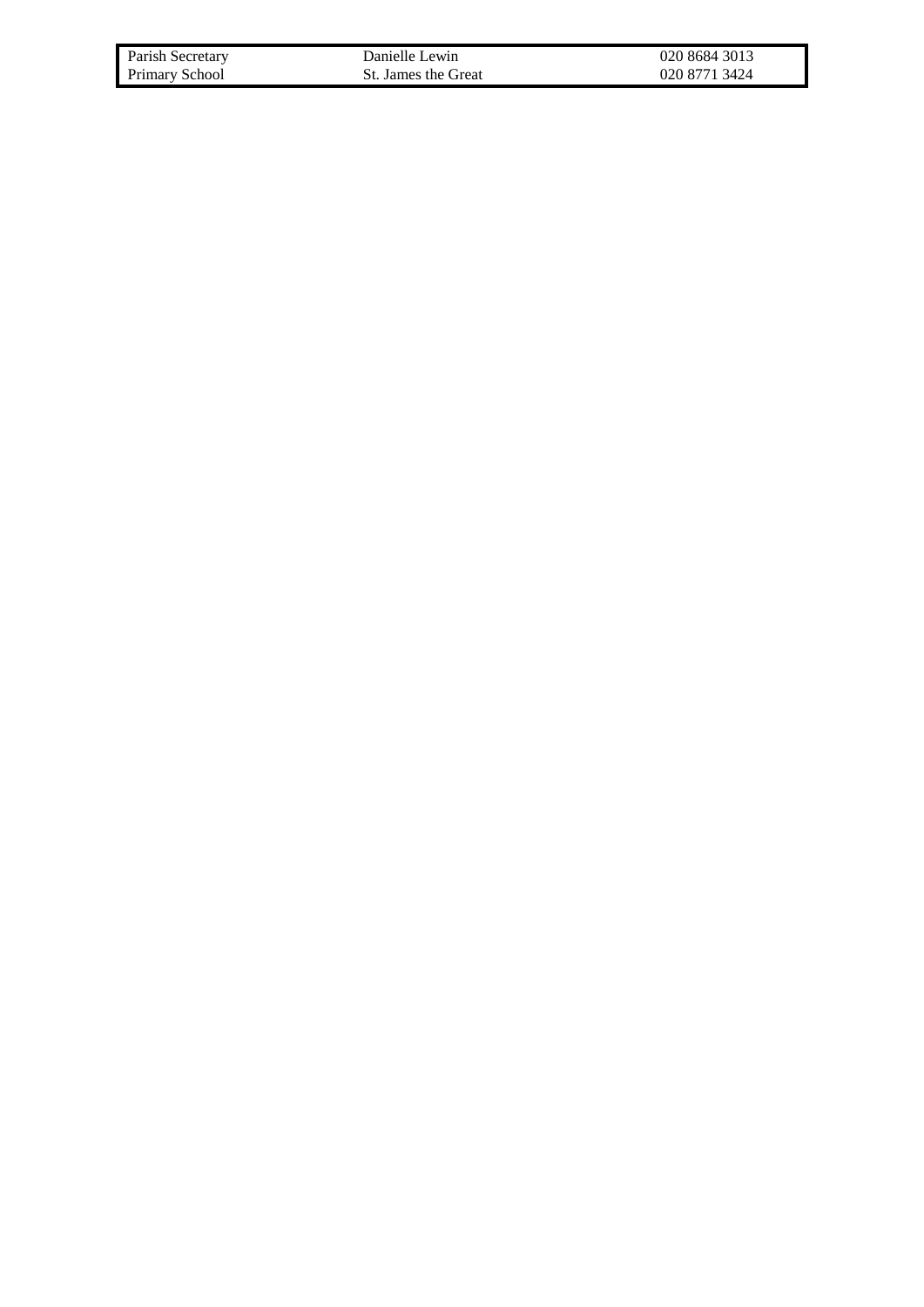| | | |
|---|---|---|
| Parish Secretary | Danielle Lewin | 020 8684 3013 |
| Primary School | St. James the Great | 020 8771 3424 |